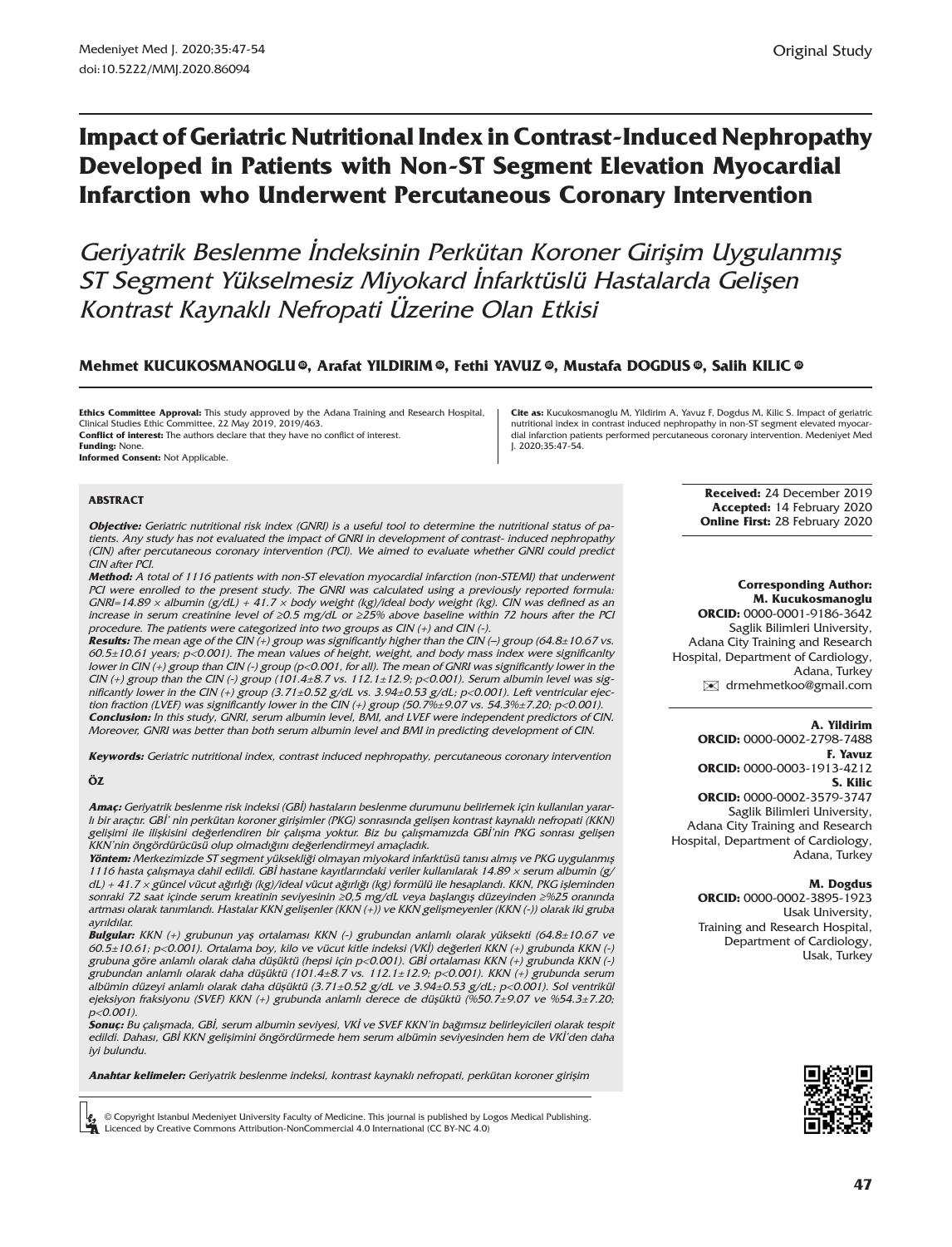Original Study

# Impact of Geriatric Nutritional Index in Contrast-Induced Nephropathy Developed in Patients with Non-ST Segment Elevation Myocardial Infarction who Underwent Percutaneous Coronary Intervention

*Geriyatrik Beslenme İndeksinin Perkütan Koroner Girişim Uygulanmış ST Segment Yükselmesiz Miyokard İnfarktüslü Hastalarda Gelişen Kontrast Kaynaklı Nefropati Üzerine Olan Etkisi*

**Mehmet KUCUKOSMANOGLU, Arafat YILDIRIM, Fethi YAVUZ, Mustafa DOGDUS, Salih KILIC**

**Ethics Committee Approval:** This study approved by the Adana Training and Research Hospital, Clinical Studies Ethic Committee, 22 May 2019, 2019/463.
**Conflict of interest:** The authors declare that they have no conflict of interest.
**Funding:** None.
**Informed Consent:** Not Applicable.

**Cite as:** Kucukosmanoglu M, Yildirim A, Yavuz F, Dogdus M, Kilic S. Impact of geriatric nutritional index in contrast induced nephropathy in non-ST segment elevated myocardial infarction patients performed percutaneous coronary intervention. Medeniyet Med J. 2020;35:47-54.

**Received:** 24 December 2019
**Accepted:** 14 February 2020
**Online First:** 28 February 2020

## ABSTRACT

***Objective:*** *Geriatric nutritional risk index (GNRI) is a useful tool to determine the nutritional status of patients. Any study has not evaluated the impact of GNRI in development of contrast- induced nephropathy (CIN) after percutaneous coronary intervention (PCI). We aimed to evaluate whether GNRI could predict CIN after PCI.*

***Method:*** *A total of 1116 patients with non-ST elevation myocardial infarction (non-STEMI) that underwent PCI were enrolled to the present study. The GNRI was calculated using a previously reported formula: GNRI=14.89 × albumin (g/dL) + 41.7 × body weight (kg)/ideal body weight (kg). CIN was defined as an increase in serum creatinine level of ≥0.5 mg/dL or ≥25% above baseline within 72 hours after the PCI procedure. The patients were categorized into two groups as CIN (+) and CIN (-).*

***Results:*** *The mean age of the CIN (+) group was significantly higher than the CIN (–) group (64.8±10.67 vs. 60.5±10.61 years; p<0.001). The mean values of height, weight, and body mass index were significanlty lower in CIN (+) group than CIN (-) group (p<0.001, for all). The mean of GNRI was significantly lower in the CIN (+) group than the CIN (-) group (101.4±8.7 vs. 112.1±12.9; p<0.001). Serum albumin level was significantly lower in the CIN (+) group (3.71±0.52 g/dL vs. 3.94±0.53 g/dL; p<0.001). Left ventricular ejection fraction (LVEF) was significantly lower in the CIN (+) group (50.7%±9.07 vs. 54.3%±7.20; p<0.001).*

***Conclusion:*** *In this study, GNRI, serum albumin level, BMI, and LVEF were independent predictors of CIN. Moreover, GNRI was better than both serum albumin level and BMI in predicting development of CIN.*

***Keywords:*** *Geriatric nutritional index, contrast induced nephropathy, percutaneous coronary intervention*

## ÖZ

***Amaç:*** *Geriyatrik beslenme risk indeksi (GBİ) hastaların beslenme durumunu belirlemek için kullanılan yararlı bir araçtır. GBİ' nin perkütan koroner girişimler (PKG) sonrasında gelişen kontrast kaynaklı nefropati (KKN) gelişimi ile ilişkisini değerlendiren bir çalışma yoktur. Biz bu çalışmamızda GBİ'nin PKG sonrası gelişen KKN'nin öngördürücüsü olup olmadığını değerlendirmeyi amaçladık.*

***Yöntem:*** *Merkezimizde ST segment yüksekliği olmayan miyokard infarktüsü tanısı almış ve PKG uygulanmış 1116 hasta çalışmaya dahil edildi. GBİ hastane kayıtlarındaki veriler kullanılarak 14.89 × serum albumin (g/dL) + 41.7 × güncel vücut ağırlığı (kg)/ideal vücut ağırlığı (kg) formülü ile hesaplandı. KKN, PKG işleminden sonraki 72 saat içinde serum kreatinin seviyesinin ≥0,5 mg/dL veya başlangış düzeyinden ≥%25 oranında artması olarak tanımlandı. Hastalar KKN gelişenler (KKN (+)) ve KKN gelişmeyenler (KKN (-)) olarak iki gruba ayrıldılar.*

***Bulgular:*** *KKN (+) grubunun yaş ortalaması KKN (-) grubundan anlamlı olarak yüksekti (64.8±10.67 ve 60.5±10.61; p<0.001). Ortalama boy, kilo ve vücut kitle indeksi (VKİ) değerleri KKN (+) grubunda KKN (-) grubuna göre anlamlı olarak daha düşüktü (hepsi için p<0.001). GBİ ortalaması KKN (+) grubunda KKN (-) grubundan anlamlı olarak daha düşüktü (101.4±8.7 vs. 112.1±12.9; p<0.001). KKN (+) grubunda serum albümin düzeyi anlamlı olarak daha düşüktü (3.71±0.52 g/dL ve 3.94±0.53 g/dL; p<0.001). Sol ventrikül ejeksiyon fraksiyonu (SVEF) KKN (+) grubunda anlamlı derece de düşüktü (%50.7±9.07 ve %54.3±7.20; p<0.001).*

***Sonuç:*** *Bu çalışmada, GBİ, serum albumin seviyesi, VKİ ve SVEF KKN'in bağımsız belirleyicileri olarak tespit edildi. Dahası, GBİ KKN gelişimini öngördürmede hem serum albümin seviyesinden hem de VKİ'den daha iyi bulundu.*

***Anahtar kelimeler:*** *Geriyatrik beslenme indeksi, kontrast kaynaklı nefropati, perkütan koroner girişim*

**Corresponding Author:**
**M. Kucukosmanoglu**
**ORCID:** 0000-0001-9186-3642
Saglik Bilimleri University,
Adana City Training and Research Hospital, Department of Cardiology,
Adana, Turkey
drmehmetkoo@gmail.com

**A. Yildirim**
**ORCID:** 0000-0002-2798-7488
**F. Yavuz**
**ORCID:** 0000-0003-1913-4212
**S. Kilic**
**ORCID:** 0000-0002-3579-3747
Saglik Bilimleri University,
Adana City Training and Research Hospital, Department of Cardiology,
Adana, Turkey

**M. Dogdus**
**ORCID:** 0000-0002-3895-1923
Usak University,
Training and Research Hospital,
Department of Cardiology,
Usak, Turkey

© Copyright Istanbul Medeniyet University Faculty of Medicine. This journal is published by Logos Medical Publishing.
Licenced by Creative Commons Attribution-NonCommercial 4.0 International (CC BY-NC 4.0)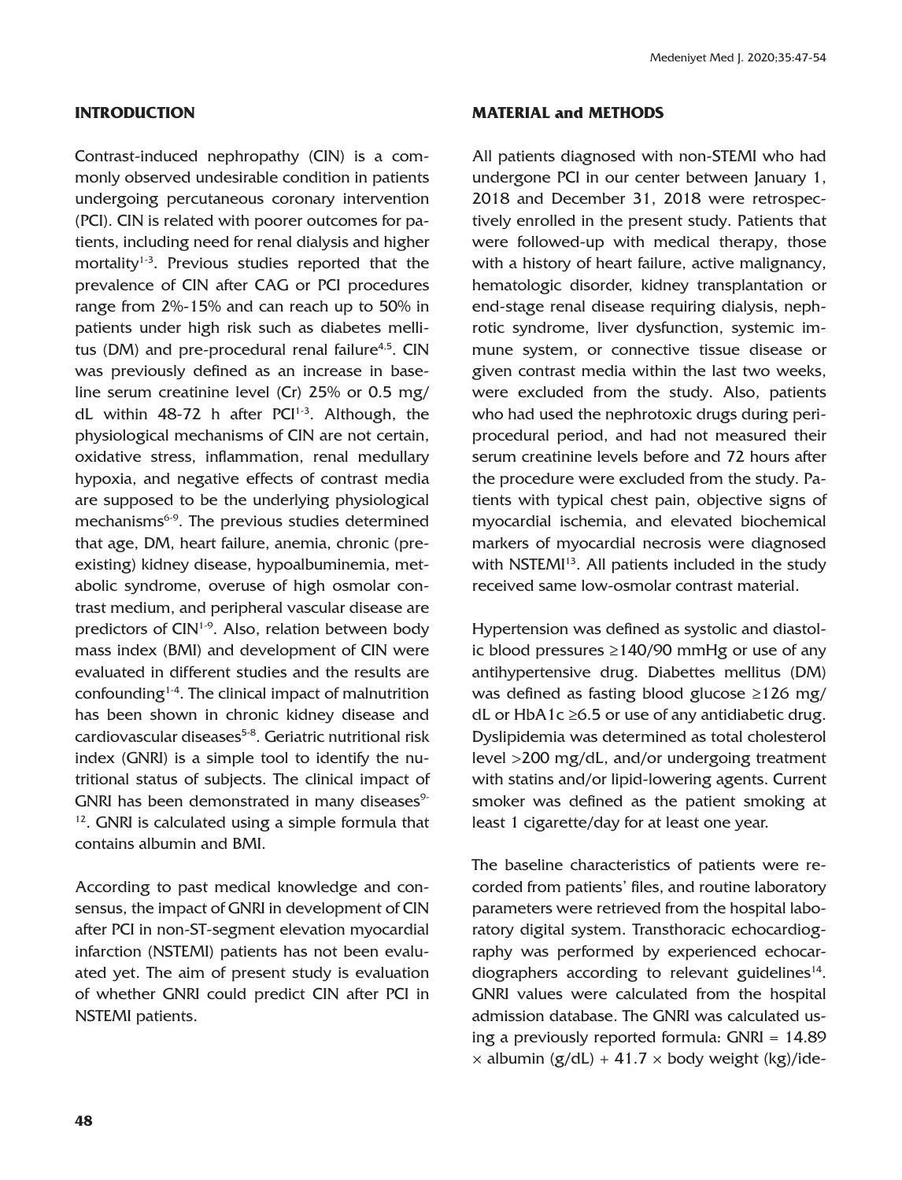## INTRODUCTION

Contrast-induced nephropathy (CIN) is a commonly observed undesirable condition in patients undergoing percutaneous coronary intervention (PCI). CIN is related with poorer outcomes for patients, including need for renal dialysis and higher mortality[1-3]. Previous studies reported that the prevalence of CIN after CAG or PCI procedures range from 2%-15% and can reach up to 50% in patients under high risk such as diabetes mellitus (DM) and pre-procedural renal failure[4,5]. CIN was previously defined as an increase in baseline serum creatinine level (Cr) 25% or 0.5 mg/dL within 48-72 h after PCI[1-3]. Although, the physiological mechanisms of CIN are not certain, oxidative stress, inflammation, renal medullary hypoxia, and negative effects of contrast media are supposed to be the underlying physiological mechanisms[6-9]. The previous studies determined that age, DM, heart failure, anemia, chronic (pre-existing) kidney disease, hypoalbuminemia, metabolic syndrome, overuse of high osmolar contrast medium, and peripheral vascular disease are predictors of CIN[1-9]. Also, relation between body mass index (BMI) and development of CIN were evaluated in different studies and the results are confounding[1-4]. The clinical impact of malnutrition has been shown in chronic kidney disease and cardiovascular diseases[5-8]. Geriatric nutritional risk index (GNRI) is a simple tool to identify the nutritional status of subjects. The clinical impact of GNRI has been demonstrated in many diseases[9-12]. GNRI is calculated using a simple formula that contains albumin and BMI.

According to past medical knowledge and consensus, the impact of GNRI in development of CIN after PCI in non-ST-segment elevation myocardial infarction (NSTEMI) patients has not been evaluated yet. The aim of present study is evaluation of whether GNRI could predict CIN after PCI in NSTEMI patients.

## MATERIAL and METHODS

All patients diagnosed with non-STEMI who had undergone PCI in our center between January 1, 2018 and December 31, 2018 were retrospectively enrolled in the present study. Patients that were followed-up with medical therapy, those with a history of heart failure, active malignancy, hematologic disorder, kidney transplantation or end-stage renal disease requiring dialysis, nephrotic syndrome, liver dysfunction, systemic immune system, or connective tissue disease or given contrast media within the last two weeks, were excluded from the study. Also, patients who had used the nephrotoxic drugs during periprocedural period, and had not measured their serum creatinine levels before and 72 hours after the procedure were excluded from the study. Patients with typical chest pain, objective signs of myocardial ischemia, and elevated biochemical markers of myocardial necrosis were diagnosed with NSTEMI[13]. All patients included in the study received same low-osmolar contrast material.

Hypertension was defined as systolic and diastolic blood pressures ≥140/90 mmHg or use of any antihypertensive drug. Diabettes mellitus (DM) was defined as fasting blood glucose ≥126 mg/dL or HbA1c ≥6.5 or use of any antidiabetic drug. Dyslipidemia was determined as total cholesterol level >200 mg/dL, and/or undergoing treatment with statins and/or lipid-lowering agents. Current smoker was defined as the patient smoking at least 1 cigarette/day for at least one year.

The baseline characteristics of patients were recorded from patients' files, and routine laboratory parameters were retrieved from the hospital laboratory digital system. Transthoracic echocardiography was performed by experienced echocardiographers according to relevant guidelines[14]. GNRI values were calculated from the hospital admission database. The GNRI was calculated using a previously reported formula: GNRI = 14.89 × albumin (g/dL) + 41.7 × body weight (kg)/ide-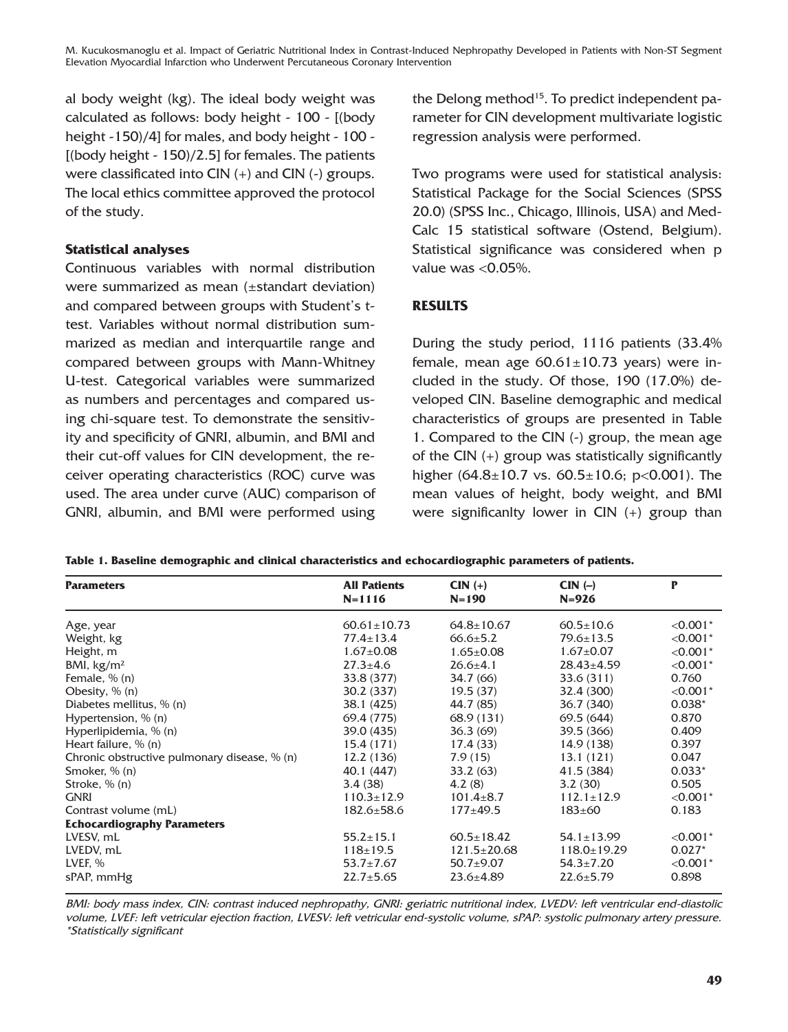al body weight (kg). The ideal body weight was calculated as follows: body height - 100 - [(body height -150)/4] for males, and body height - 100 - [(body height - 150)/2.5] for females. The patients were classificated into CIN (+) and CIN (-) groups. The local ethics committee approved the protocol of the study.

### Statistical analyses

Continuous variables with normal distribution were summarized as mean (±standart deviation) and compared between groups with Student's t-test. Variables without normal distribution summarized as median and interquartile range and compared between groups with Mann-Whitney U-test. Categorical variables were summarized as numbers and percentages and compared using chi-square test. To demonstrate the sensitivity and specificity of GNRI, albumin, and BMI and their cut-off values for CIN development, the receiver operating characteristics (ROC) curve was used. The area under curve (AUC) comparison of GNRI, albumin, and BMI were performed using the Delong method[15]. To predict independent parameter for CIN development multivariate logistic regression analysis were performed.

Two programs were used for statistical analysis: Statistical Package for the Social Sciences (SPSS 20.0) (SPSS Inc., Chicago, Illinois, USA) and MedCalc 15 statistical software (Ostend, Belgium). Statistical significance was considered when p value was <0.05%.

## RESULTS

During the study period, 1116 patients (33.4% female, mean age 60.61±10.73 years) were included in the study. Of those, 190 (17.0%) developed CIN. Baseline demographic and medical characteristics of groups are presented in Table 1. Compared to the CIN (-) group, the mean age of the CIN (+) group was statistically significantly higher (64.8±10.7 vs. 60.5±10.6; p<0.001). The mean values of height, body weight, and BMI were significanlty lower in CIN (+) group than

**Table 1. Baseline demographic and clinical characteristics and echocardiographic parameters of patients.**

| Parameters | All Patients N=1116 | CIN (+) N=190 | CIN (–) N=926 | P |
|---|---|---|---|---|
| Age, year | 60.61±10.73 | 64.8±10.67 | 60.5±10.6 | <0.001* |
| Weight, kg | 77.4±13.4 | 66.6±5.2 | 79.6±13.5 | <0.001* |
| Height, m | 1.67±0.08 | 1.65±0.08 | 1.67±0.07 | <0.001* |
| BMI, kg/m² | 27.3±4.6 | 26.6±4.1 | 28.43±4.59 | <0.001* |
| Female, % (n) | 33.8 (377) | 34.7 (66) | 33.6 (311) | 0.760 |
| Obesity, % (n) | 30.2 (337) | 19.5 (37) | 32.4 (300) | <0.001* |
| Diabetes mellitus, % (n) | 38.1 (425) | 44.7 (85) | 36.7 (340) | 0.038* |
| Hypertension, % (n) | 69.4 (775) | 68.9 (131) | 69.5 (644) | 0.870 |
| Hyperlipidemia, % (n) | 39.0 (435) | 36.3 (69) | 39.5 (366) | 0.409 |
| Heart failure, % (n) | 15.4 (171) | 17.4 (33) | 14.9 (138) | 0.397 |
| Chronic obstructive pulmonary disease, % (n) | 12.2 (136) | 7.9 (15) | 13.1 (121) | 0.047 |
| Smoker, % (n) | 40.1 (447) | 33.2 (63) | 41.5 (384) | 0.033* |
| Stroke, % (n) | 3.4 (38) | 4.2 (8) | 3.2 (30) | 0.505 |
| GNRI | 110.3±12.9 | 101.4±8.7 | 112.1±12.9 | <0.001* |
| Contrast volume (mL) | 182.6±58.6 | 177±49.5 | 183±60 | 0.183 |
| **Echocardiography Parameters** | | | | |
| LVESV, mL | 55.2±15.1 | 60.5±18.42 | 54.1±13.99 | <0.001* |
| LVEDV, mL | 118±19.5 | 121.5±20.68 | 118.0±19.29 | 0.027* |
| LVEF, % | 53.7±7.67 | 50.7±9.07 | 54.3±7.20 | <0.001* |
| sPAP, mmHg | 22.7±5.65 | 23.6±4.89 | 22.6±5.79 | 0.898 |

*BMI: body mass index, CIN: contrast induced nephropathy, GNRI: geriatric nutritional index, LVEDV: left ventricular end-diastolic volume, LVEF: left vetricular ejection fraction, LVESV: left vetricular end-systolic volume, sPAP: systolic pulmonary artery pressure. *Statistically significant*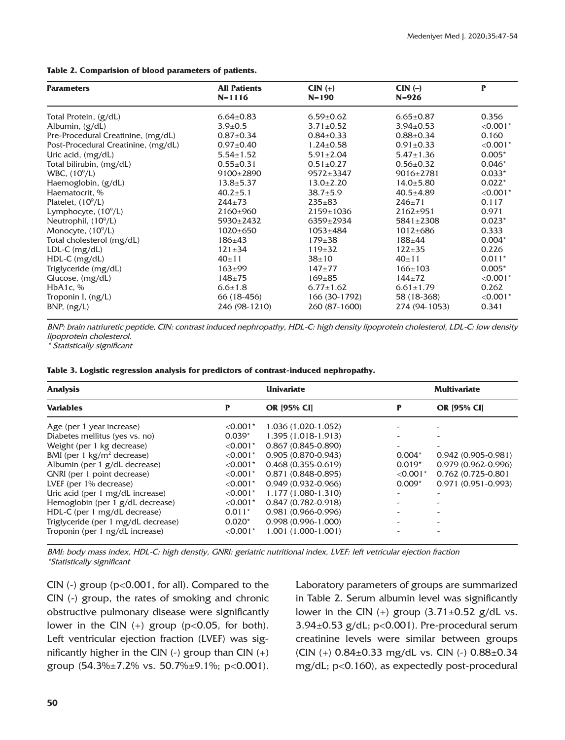**Table 2. Comparision of blood parameters of patients.**

| Parameters | All Patients N=1116 | CIN (+) N=190 | CIN (–) N=926 | P |
|---|---|---|---|---|
| Total Protein, (g/dL) | 6.64±0.83 | 6.59±0.62 | 6.65±0.87 | 0.356 |
| Albumin, (g/dL) | 3.9±0.5 | 3.71±0.52 | 3.94±0.53 | <0.001* |
| Pre-Procedural Creatinine, (mg/dL) | 0.87±0.34 | 0.84±0.33 | 0.88±0.34 | 0.160 |
| Post-Procedural Creatinine, (mg/dL) | 0.97±0.40 | 1.24±0.58 | 0.91±0.33 | <0.001* |
| Uric acid, (mg/dL) | 5.54±1.52 | 5.91±2.04 | 5.47±1.36 | 0.005* |
| Total bilirubin, (mg/dL) | 0.55±0.31 | 0.51±0.27 | 0.56±0.32 | 0.046* |
| WBC, ($10^9$/L) | 9100±2890 | 9572±3347 | 9016±2781 | 0.033* |
| Haemoglobin, (g/dL) | 13.8±5.37 | 13.0±2.20 | 14.0±5.80 | 0.022* |
| Haematocrit, % | 40.2±5.1 | 38.7±5.9 | 40.5±4.89 | <0.001* |
| Platelet, ($10^9$/L) | 244±73 | 235±83 | 246±71 | 0.117 |
| Lymphocyte, ($10^9$/L) | 2160±960 | 2159±1036 | 2162±951 | 0.971 |
| Neutrophil, ($10^9$/L) | 5930±2432 | 6359±2934 | 5841±2308 | 0.023* |
| Monocyte, ($10^9$/L) | 1020±650 | 1053±484 | 1012±686 | 0.333 |
| Total cholesterol (mg/dL) | 186±43 | 179±38 | 188±44 | 0.004* |
| LDL-C (mg/dL) | 121±34 | 119±32 | 122±35 | 0.226 |
| HDL-C (mg/dL) | 40±11 | 38±10 | 40±11 | 0.011* |
| Triglyceride (mg/dL) | 163±99 | 147±77 | 166±103 | 0.005* |
| Glucose, (mg/dL) | 148±75 | 169±85 | 144±72 | <0.001* |
| HbA1c, % | 6.6±1.8 | 6.77±1.62 | 6.61±1.79 | 0.262 |
| Troponin I, (ng/L) | 66 (18-456) | 166 (30-1792) | 58 (18-368) | <0.001* |
| BNP, (ng/L) | 246 (98-1210) | 260 (87-1600) | 274 (94-1053) | 0.341 |

*BNP: brain natriuretic peptide, CIN: contrast induced nephropathy, HDL-C: high density lipoprotein cholesterol, LDL-C: low density lipoprotein cholesterol.*
*\* Statistically significant*

**Table 3. Logistic regression analysis for predictors of contrast-induced nephropathy.**

| Analysis | Univariate | | Multivariate | |
|---|---|---|---|---|
| **Variables** | **P** | **OR [95% CI]** | **P** | **OR [95% CI]** |
| Age (per 1 year increase) | <0.001* | 1.036 (1.020-1.052) | - | - |
| Diabetes mellitus (yes vs. no) | 0.039* | 1.395 (1.018-1.913) | - | - |
| Weight (per 1 kg decrease) | <0.001* | 0.867 (0.845-0.890) | - | - |
| BMI (per 1 kg/$m^2$ decrease) | <0.001* | 0.905 (0.870-0.943) | 0.004* | 0.942 (0.905-0.981) |
| Albumin (per 1 g/dL decrease) | <0.001* | 0.468 (0.355-0.619) | 0.019* | 0.979 (0.962-0.996) |
| GNRI (per 1 point decrease) | <0.001* | 0.871 (0.848-0.895) | <0.001* | 0.762 (0.725-0.801 |
| LVEF (per 1% decrease) | <0.001* | 0.949 (0.932-0.966) | 0.009* | 0.971 (0.951-0.993) |
| Uric acid (per 1 mg/dL increase) | <0.001* | 1.177 (1.080-1.310) | - | - |
| Hemoglobin (per 1 g/dL decrease) | <0.001* | 0.847 (0.782-0.918) | - | - |
| HDL-C (per 1 mg/dL decrease) | 0.011* | 0.981 (0.966-0.996) | - | - |
| Triglyceride (per 1 mg/dL decrease) | 0.020* | 0.998 (0.996-1.000) | - | - |
| Troponin (per 1 ng/dL increase) | <0.001* | 1.001 (1.000-1.001) | - | - |

*BMI: body mass index, HDL-C: high denstiy, GNRI: geriatric nutritional index, LVEF: left vetricular ejection fraction*
*\*Statistically significant*

CIN (-) group ($p<0.001$, for all). Compared to the CIN (-) group, the rates of smoking and chronic obstructive pulmonary disease were significantly lower in the CIN (+) group ($p<0.05$, for both). Left ventricular ejection fraction (LVEF) was significantly higher in the CIN (-) group than CIN (+) group (54.3%±7.2% vs. 50.7%±9.1%; $p<0.001$).

Laboratory parameters of groups are summarized in Table 2. Serum albumin level was significantly lower in the CIN (+) group (3.71±0.52 g/dL vs. 3.94±0.53 g/dL; $p<0.001$). Pre-procedural serum creatinine levels were similar between groups (CIN (+) 0.84±0.33 mg/dL vs. CIN (-) 0.88±0.34 mg/dL; $p<0.160$), as expectedly post-procedural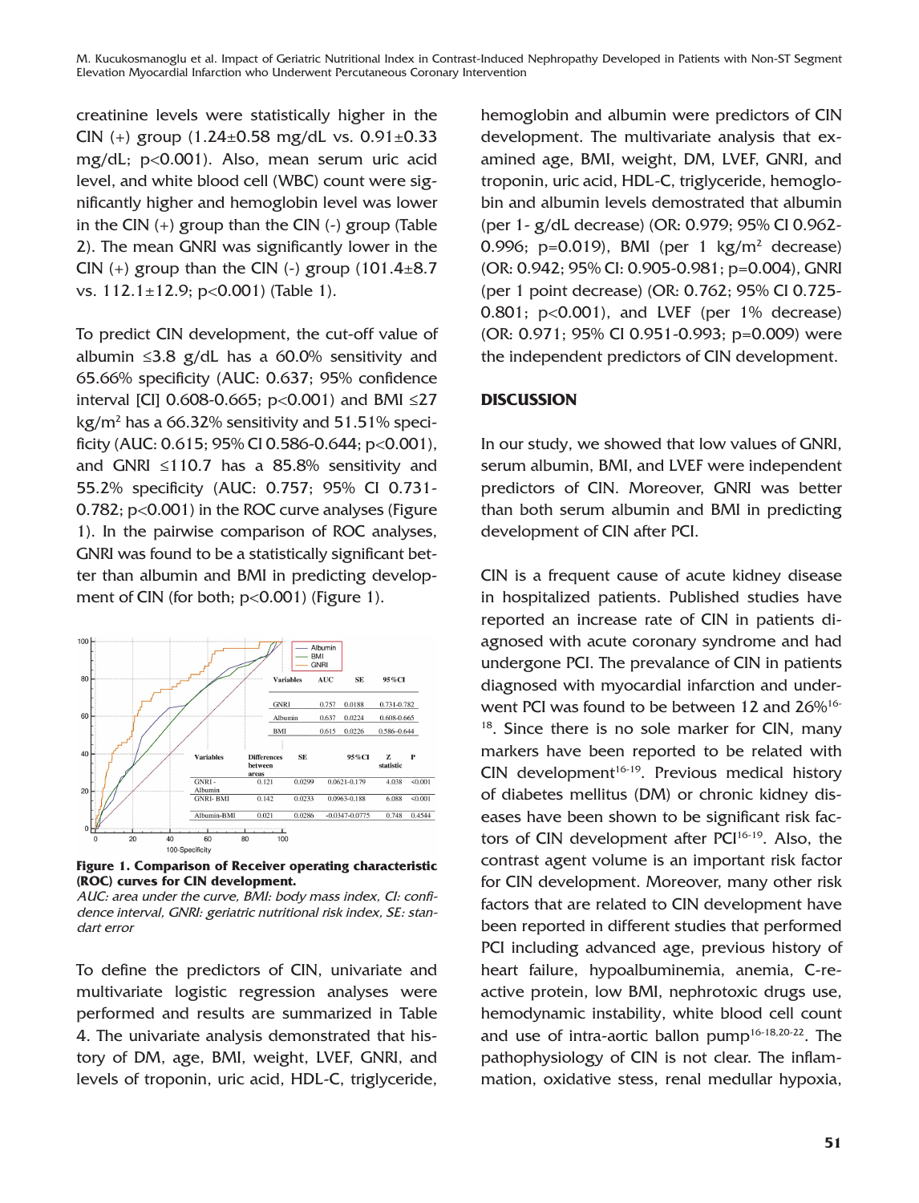creatinine levels were statistically higher in the CIN (+) group (1.24±0.58 mg/dL vs. 0.91±0.33 mg/dL; p<0.001). Also, mean serum uric acid level, and white blood cell (WBC) count were significantly higher and hemoglobin level was lower in the CIN (+) group than the CIN (-) group (Table 2). The mean GNRI was significantly lower in the CIN (+) group than the CIN (-) group (101.4±8.7 vs. 112.1±12.9; p<0.001) (Table 1).

To predict CIN development, the cut-off value of albumin ≤3.8 g/dL has a 60.0% sensitivity and 65.66% specificity (AUC: 0.637; 95% confidence interval [CI] 0.608-0.665; p<0.001) and BMI ≤27 kg/m² has a 66.32% sensitivity and 51.51% specificity (AUC: 0.615; 95% CI 0.586-0.644; p<0.001), and GNRI ≤110.7 has a 85.8% sensitivity and 55.2% specificity (AUC: 0.757; 95% CI 0.731-0.782; p<0.001) in the ROC curve analyses (Figure 1). In the pairwise comparison of ROC analyses, GNRI was found to be a statistically significant better than albumin and BMI in predicting development of CIN (for both; p<0.001) (Figure 1).

| Variables | AUC | SE | 95%CI |
|---|---|---|---|
| GNRI | 0.757 | 0.0188 | 0.731-0.782 |
| Albumin | 0.637 | 0.0224 | 0.608-0.665 |
| BMI | 0.615 | 0.0226 | 0.586-0.644 |

| Variables | Differences between areas | SE | 95%CI | Z statistic | P |
|---|---|---|---|---|---|
| GNRI - Albumin | 0.121 | 0.0299 | 0.0621-0.179 | 4.038 | <0.001 |
| GNRI- BMI | 0.142 | 0.0233 | 0.0963-0.188 | 6.088 | <0.001 |
| Albumin-BMI | 0.021 | 0.0286 | -0.0347-0.0775 | 0.748 | 0.4544 |

**Figure 1. Comparison of Receiver operating characteristic (ROC) curves for CIN development.**

*AUC: area under the curve, BMI: body mass index, CI: confidence interval, GNRI: geriatric nutritional risk index, SE: standart error*

To define the predictors of CIN, univariate and multivariate logistic regression analyses were performed and results are summarized in Table 4. The univariate analysis demonstrated that history of DM, age, BMI, weight, LVEF, GNRI, and levels of troponin, uric acid, HDL-C, triglyceride, hemoglobin and albumin were predictors of CIN development. The multivariate analysis that examined age, BMI, weight, DM, LVEF, GNRI, and troponin, uric acid, HDL-C, triglyceride, hemoglobin and albumin levels demostrated that albumin (per 1- g/dL decrease) (OR: 0.979; 95% CI 0.962-0.996; p=0.019), BMI (per 1 kg/m² decrease) (OR: 0.942; 95% CI: 0.905-0.981; p=0.004), GNRI (per 1 point decrease) (OR: 0.762; 95% CI 0.725-0.801; p<0.001), and LVEF (per 1% decrease) (OR: 0.971; 95% CI 0.951-0.993; p=0.009) were the independent predictors of CIN development.

## DISCUSSION

In our study, we showed that low values of GNRI, serum albumin, BMI, and LVEF were independent predictors of CIN. Moreover, GNRI was better than both serum albumin and BMI in predicting development of CIN after PCI.

CIN is a frequent cause of acute kidney disease in hospitalized patients. Published studies have reported an increase rate of CIN in patients diagnosed with acute coronary syndrome and had undergone PCI. The prevalance of CIN in patients diagnosed with myocardial infarction and underwent PCI was found to be between 12 and 26%[16-18]. Since there is no sole marker for CIN, many markers have been reported to be related with CIN development[16-19]. Previous medical history of diabetes mellitus (DM) or chronic kidney diseases have been shown to be significant risk factors of CIN development after PCI[16-19]. Also, the contrast agent volume is an important risk factor for CIN development. Moreover, many other risk factors that are related to CIN development have been reported in different studies that performed PCI including advanced age, previous history of heart failure, hypoalbuminemia, anemia, C-reactive protein, low BMI, nephrotoxic drugs use, hemodynamic instability, white blood cell count and use of intra-aortic ballon pump[16-18,20-22]. The pathophysiology of CIN is not clear. The inflammation, oxidative stess, renal medullar hypoxia,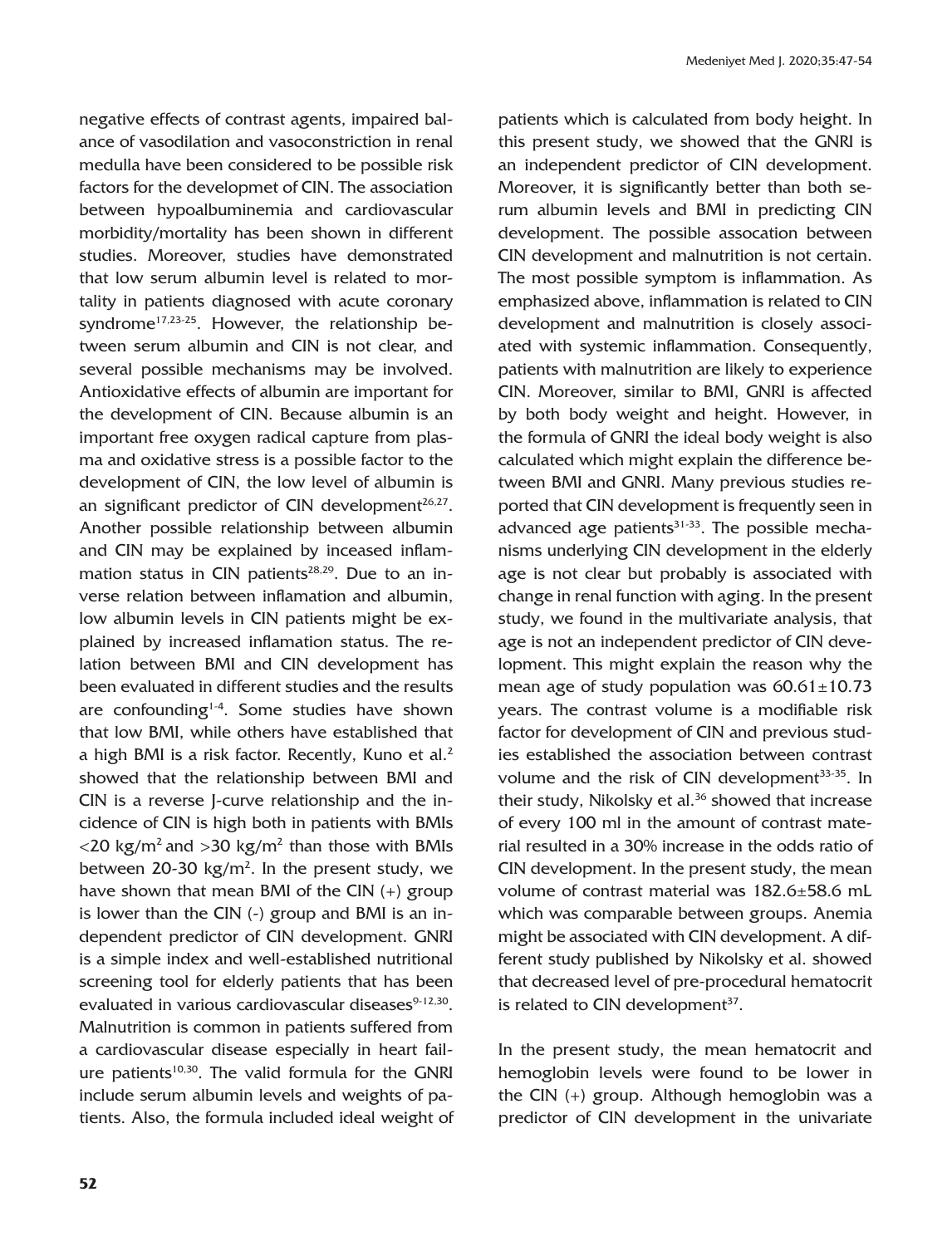negative effects of contrast agents, impaired balance of vasodilation and vasoconstriction in renal medulla have been considered to be possible risk factors for the developmet of CIN. The association between hypoalbuminemia and cardiovascular morbidity/mortality has been shown in different studies. Moreover, studies have demonstrated that low serum albumin level is related to mortality in patients diagnosed with acute coronary syndrome[17,23-25]. However, the relationship between serum albumin and CIN is not clear, and several possible mechanisms may be involved. Antioxidative effects of albumin are important for the development of CIN. Because albumin is an important free oxygen radical capture from plasma and oxidative stress is a possible factor to the development of CIN, the low level of albumin is an significant predictor of CIN development[26,27]. Another possible relationship between albumin and CIN may be explained by inceased inflammation status in CIN patients[28,29]. Due to an inverse relation between inflamation and albumin, low albumin levels in CIN patients might be explained by increased inflamation status. The relation between BMI and CIN development has been evaluated in different studies and the results are confounding[1-4]. Some studies have shown that low BMI, while others have established that a high BMI is a risk factor. Recently, Kuno et al.[2] showed that the relationship between BMI and CIN is a reverse J-curve relationship and the incidence of CIN is high both in patients with BMIs $<20$ kg/m$^2$ and $>30$ kg/m$^2$ than those with BMIs between 20-30 kg/m$^2$. In the present study, we have shown that mean BMI of the CIN (+) group is lower than the CIN (-) group and BMI is an independent predictor of CIN development. GNRI is a simple index and well-established nutritional screening tool for elderly patients that has been evaluated in various cardiovascular diseases[9-12,30]. Malnutrition is common in patients suffered from a cardiovascular disease especially in heart failure patients[10,30]. The valid formula for the GNRI include serum albumin levels and weights of patients. Also, the formula included ideal weight of patients which is calculated from body height. In this present study, we showed that the GNRI is an independent predictor of CIN development. Moreover, it is significantly better than both serum albumin levels and BMI in predicting CIN development. The possible assocation between CIN development and malnutrition is not certain. The most possible symptom is inflammation. As emphasized above, inflammation is related to CIN development and malnutrition is closely associated with systemic inflammation. Consequently, patients with malnutrition are likely to experience CIN. Moreover, similar to BMI, GNRI is affected by both body weight and height. However, in the formula of GNRI the ideal body weight is also calculated which might explain the difference between BMI and GNRI. Many previous studies reported that CIN development is frequently seen in advanced age patients[31-33]. The possible mechanisms underlying CIN development in the elderly age is not clear but probably is associated with change in renal function with aging. In the present study, we found in the multivariate analysis, that age is not an independent predictor of CIN development. This might explain the reason why the mean age of study population was $60.61\pm10.73$ years. The contrast volume is a modifiable risk factor for development of CIN and previous studies established the association between contrast volume and the risk of CIN development[33-35]. In their study, Nikolsky et al.[36] showed that increase of every 100 ml in the amount of contrast material resulted in a 30% increase in the odds ratio of CIN development. In the present study, the mean volume of contrast material was $182.6\pm58.6$ mL which was comparable between groups. Anemia might be associated with CIN development. A different study published by Nikolsky et al. showed that decreased level of pre-procedural hematocrit is related to CIN development[37].

In the present study, the mean hematocrit and hemoglobin levels were found to be lower in the CIN (+) group. Although hemoglobin was a predictor of CIN development in the univariate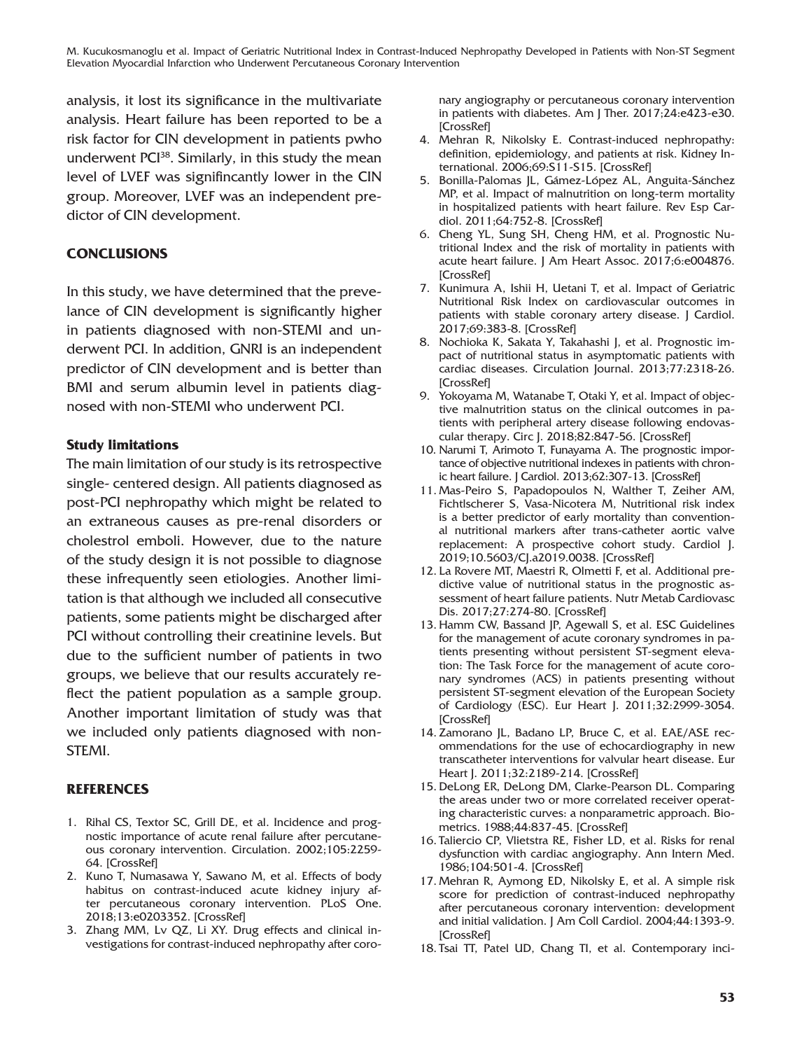analysis, it lost its significance in the multivariate analysis. Heart failure has been reported to be a risk factor for CIN development in patients pwho underwent PCI[38]. Similarly, in this study the mean level of LVEF was signifincantly lower in the CIN group. Moreover, LVEF was an independent predictor of CIN development.

## CONCLUSIONS

In this study, we have determined that the prevelance of CIN development is significantly higher in patients diagnosed with non-STEMI and underwent PCI. In addition, GNRI is an independent predictor of CIN development and is better than BMI and serum albumin level in patients diagnosed with non-STEMI who underwent PCI.

### Study limitations

The main limitation of our study is its retrospective single- centered design. All patients diagnosed as post-PCI nephropathy which might be related to an extraneous causes as pre-renal disorders or cholestrol emboli. However, due to the nature of the study design it is not possible to diagnose these infrequently seen etiologies. Another limitation is that although we included all consecutive patients, some patients might be discharged after PCI without controlling their creatinine levels. But due to the sufficient number of patients in two groups, we believe that our results accurately reflect the patient population as a sample group. Another important limitation of study was that we included only patients diagnosed with non-STEMI.

## REFERENCES

1. Rihal CS, Textor SC, Grill DE, et al. Incidence and prognostic importance of acute renal failure after percutaneous coronary intervention. Circulation. 2002;105:2259-64. [CrossRef]
2. Kuno T, Numasawa Y, Sawano M, et al. Effects of body habitus on contrast-induced acute kidney injury after percutaneous coronary intervention. PLoS One. 2018;13:e0203352. [CrossRef]
3. Zhang MM, Lv QZ, Li XY. Drug effects and clinical investigations for contrast-induced nephropathy after coronary angiography or percutaneous coronary intervention in patients with diabetes. Am J Ther. 2017;24:e423-e30. [CrossRef]
4. Mehran R, Nikolsky E. Contrast-induced nephropathy: definition, epidemiology, and patients at risk. Kidney International. 2006;69:S11-S15. [CrossRef]
5. Bonilla-Palomas JL, Gámez-López AL, Anguita-Sánchez MP, et al. Impact of malnutrition on long-term mortality in hospitalized patients with heart failure. Rev Esp Cardiol. 2011;64:752-8. [CrossRef]
6. Cheng YL, Sung SH, Cheng HM, et al. Prognostic Nutritional Index and the risk of mortality in patients with acute heart failure. J Am Heart Assoc. 2017;6:e004876. [CrossRef]
7. Kunimura A, Ishii H, Uetani T, et al. Impact of Geriatric Nutritional Risk Index on cardiovascular outcomes in patients with stable coronary artery disease. J Cardiol. 2017;69:383-8. [CrossRef]
8. Nochioka K, Sakata Y, Takahashi J, et al. Prognostic impact of nutritional status in asymptomatic patients with cardiac diseases. Circulation Journal. 2013;77:2318-26. [CrossRef]
9. Yokoyama M, Watanabe T, Otaki Y, et al. Impact of objective malnutrition status on the clinical outcomes in patients with peripheral artery disease following endovascular therapy. Circ J. 2018;82:847-56. [CrossRef]
10. Narumi T, Arimoto T, Funayama A. The prognostic importance of objective nutritional indexes in patients with chronic heart failure. J Cardiol. 2013;62:307-13. [CrossRef]
11. Mas-Peiro S, Papadopoulos N, Walther T, Zeiher AM, Fichtlscherer S, Vasa-Nicotera M, Nutritional risk index is a better predictor of early mortality than conventional nutritional markers after trans-catheter aortic valve replacement: A prospective cohort study. Cardiol J. 2019;10.5603/CJ.a2019.0038. [CrossRef]
12. La Rovere MT, Maestri R, Olmetti F, et al. Additional predictive value of nutritional status in the prognostic assessment of heart failure patients. Nutr Metab Cardiovasc Dis. 2017;27:274-80. [CrossRef]
13. Hamm CW, Bassand JP, Agewall S, et al. ESC Guidelines for the management of acute coronary syndromes in patients presenting without persistent ST-segment elevation: The Task Force for the management of acute coronary syndromes (ACS) in patients presenting without persistent ST-segment elevation of the European Society of Cardiology (ESC). Eur Heart J. 2011;32:2999-3054. [CrossRef]
14. Zamorano JL, Badano LP, Bruce C, et al. EAE/ASE recommendations for the use of echocardiography in new transcatheter interventions for valvular heart disease. Eur Heart J. 2011;32:2189-214. [CrossRef]
15. DeLong ER, DeLong DM, Clarke-Pearson DL. Comparing the areas under two or more correlated receiver operating characteristic curves: a nonparametric approach. Biometrics. 1988;44:837-45. [CrossRef]
16. Taliercio CP, Vlietstra RE, Fisher LD, et al. Risks for renal dysfunction with cardiac angiography. Ann Intern Med. 1986;104:501-4. [CrossRef]
17. Mehran R, Aymong ED, Nikolsky E, et al. A simple risk score for prediction of contrast-induced nephropathy after percutaneous coronary intervention: development and initial validation. J Am Coll Cardiol. 2004;44:1393-9. [CrossRef]
18. Tsai TT, Patel UD, Chang TI, et al. Contemporary inci-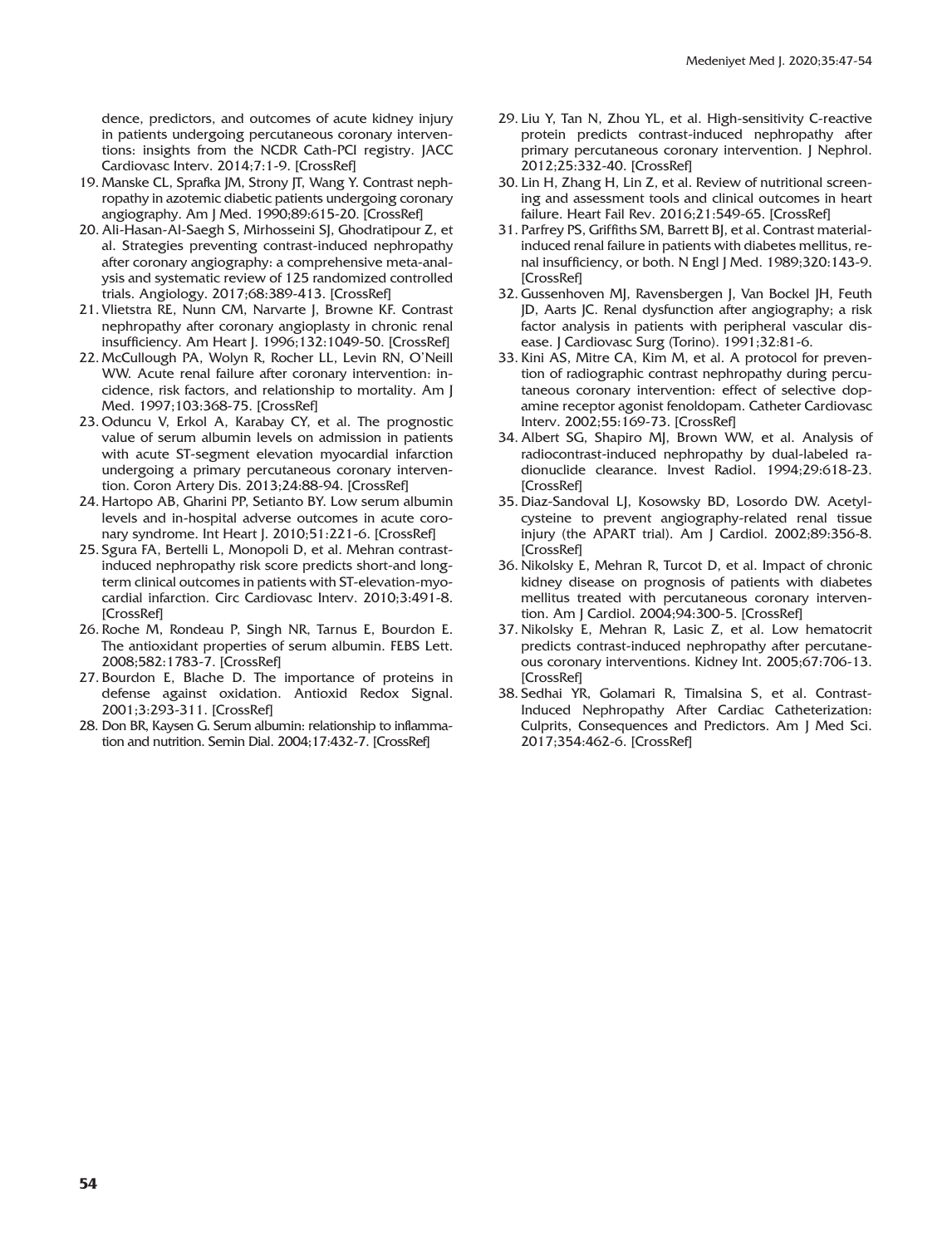dence, predictors, and outcomes of acute kidney injury in patients undergoing percutaneous coronary interventions: insights from the NCDR Cath-PCI registry. JACC Cardiovasc Interv. 2014;7:1-9. [CrossRef]

19. Manske CL, Sprafka JM, Strony JT, Wang Y. Contrast nephropathy in azotemic diabetic patients undergoing coronary angiography. Am J Med. 1990;89:615-20. [CrossRef]
20. Ali-Hasan-Al-Saegh S, Mirhosseini SJ, Ghodratipour Z, et al. Strategies preventing contrast-induced nephropathy after coronary angiography: a comprehensive meta-analysis and systematic review of 125 randomized controlled trials. Angiology. 2017;68:389-413. [CrossRef]
21. Vlietstra RE, Nunn CM, Narvarte J, Browne KF. Contrast nephropathy after coronary angioplasty in chronic renal insufficiency. Am Heart J. 1996;132:1049-50. [CrossRef]
22. McCullough PA, Wolyn R, Rocher LL, Levin RN, O'Neill WW. Acute renal failure after coronary intervention: incidence, risk factors, and relationship to mortality. Am J Med. 1997;103:368-75. [CrossRef]
23. Oduncu V, Erkol A, Karabay CY, et al. The prognostic value of serum albumin levels on admission in patients with acute ST-segment elevation myocardial infarction undergoing a primary percutaneous coronary intervention. Coron Artery Dis. 2013;24:88-94. [CrossRef]
24. Hartopo AB, Gharini PP, Setianto BY. Low serum albumin levels and in-hospital adverse outcomes in acute coronary syndrome. Int Heart J. 2010;51:221-6. [CrossRef]
25. Sgura FA, Bertelli L, Monopoli D, et al. Mehran contrast-induced nephropathy risk score predicts short-and long-term clinical outcomes in patients with ST-elevation-myocardial infarction. Circ Cardiovasc Interv. 2010;3:491-8. [CrossRef]
26. Roche M, Rondeau P, Singh NR, Tarnus E, Bourdon E. The antioxidant properties of serum albumin. FEBS Lett. 2008;582:1783-7. [CrossRef]
27. Bourdon E, Blache D. The importance of proteins in defense against oxidation. Antioxid Redox Signal. 2001;3:293-311. [CrossRef]
28. Don BR, Kaysen G. Serum albumin: relationship to inflammation and nutrition. Semin Dial. 2004;17:432-7. [CrossRef]
29. Liu Y, Tan N, Zhou YL, et al. High-sensitivity C-reactive protein predicts contrast-induced nephropathy after primary percutaneous coronary intervention. J Nephrol. 2012;25:332-40. [CrossRef]
30. Lin H, Zhang H, Lin Z, et al. Review of nutritional screening and assessment tools and clinical outcomes in heart failure. Heart Fail Rev. 2016;21:549-65. [CrossRef]
31. Parfrey PS, Griffiths SM, Barrett BJ, et al. Contrast material-induced renal failure in patients with diabetes mellitus, renal insufficiency, or both. N Engl J Med. 1989;320:143-9. [CrossRef]
32. Gussenhoven MJ, Ravensbergen J, Van Bockel JH, Feuth JD, Aarts JC. Renal dysfunction after angiography; a risk factor analysis in patients with peripheral vascular disease. J Cardiovasc Surg (Torino). 1991;32:81-6.
33. Kini AS, Mitre CA, Kim M, et al. A protocol for prevention of radiographic contrast nephropathy during percutaneous coronary intervention: effect of selective dopamine receptor agonist fenoldopam. Catheter Cardiovasc Interv. 2002;55:169-73. [CrossRef]
34. Albert SG, Shapiro MJ, Brown WW, et al. Analysis of radiocontrast-induced nephropathy by dual-labeled radionuclide clearance. Invest Radiol. 1994;29:618-23. [CrossRef]
35. Diaz-Sandoval LJ, Kosowsky BD, Losordo DW. Acetylcysteine to prevent angiography-related renal tissue injury (the APART trial). Am J Cardiol. 2002;89:356-8. [CrossRef]
36. Nikolsky E, Mehran R, Turcot D, et al. Impact of chronic kidney disease on prognosis of patients with diabetes mellitus treated with percutaneous coronary intervention. Am J Cardiol. 2004;94:300-5. [CrossRef]
37. Nikolsky E, Mehran R, Lasic Z, et al. Low hematocrit predicts contrast-induced nephropathy after percutaneous coronary interventions. Kidney Int. 2005;67:706-13. [CrossRef]
38. Sedhai YR, Golamari R, Timalsina S, et al. Contrast-Induced Nephropathy After Cardiac Catheterization: Culprits, Consequences and Predictors. Am J Med Sci. 2017;354:462-6. [CrossRef]